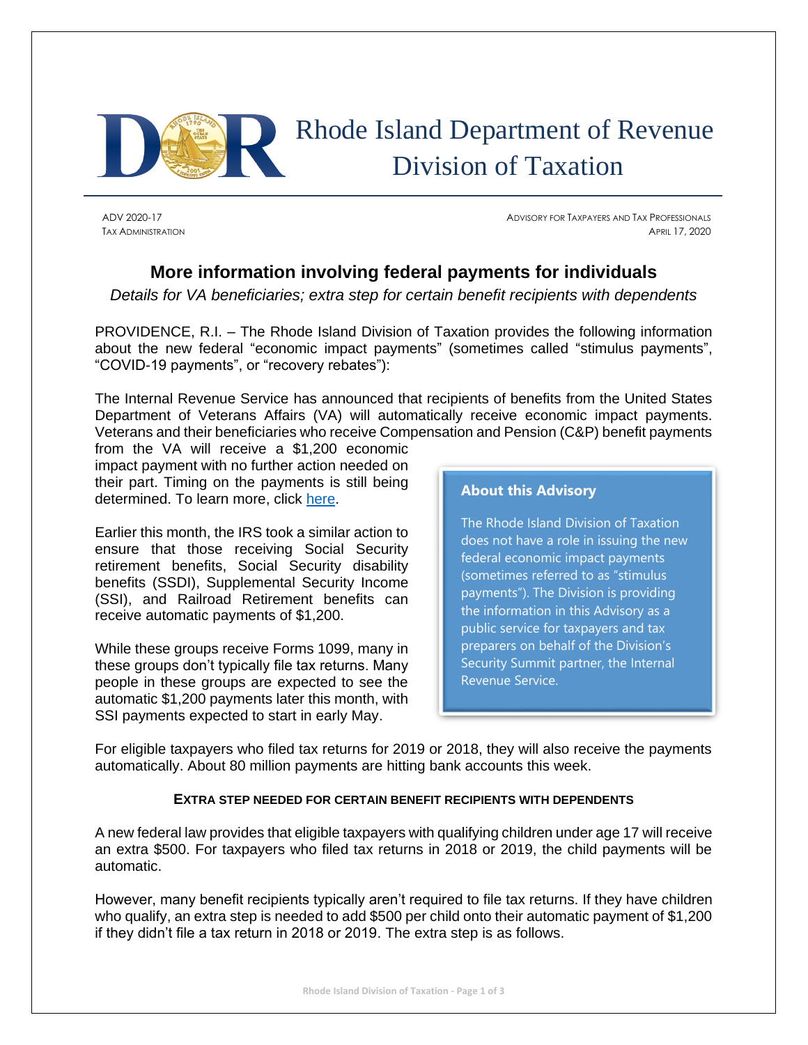# Rhode Island Department of Revenue
# Division of Taxation

ADV 2020-17
TAX ADMINISTRATION

ADVISORY FOR TAXPAYERS AND TAX PROFESSIONALS
APRIL 17, 2020

## More information involving federal payments for individuals

*Details for VA beneficiaries; extra step for certain benefit recipients with dependents*

PROVIDENCE, R.I. – The Rhode Island Division of Taxation provides the following information about the new federal "economic impact payments" (sometimes called "stimulus payments", "COVID-19 payments", or "recovery rebates"):

The Internal Revenue Service has announced that recipients of benefits from the United States Department of Veterans Affairs (VA) will automatically receive economic impact payments. Veterans and their beneficiaries who receive Compensation and Pension (C&P) benefit payments from the VA will receive a $1,200 economic impact payment with no further action needed on their part. Timing on the payments is still being determined. To learn more, click here.

Earlier this month, the IRS took a similar action to ensure that those receiving Social Security retirement benefits, Social Security disability benefits (SSDI), Supplemental Security Income (SSI), and Railroad Retirement benefits can receive automatic payments of $1,200.

While these groups receive Forms 1099, many in these groups don't typically file tax returns. Many people in these groups are expected to see the automatic $1,200 payments later this month, with SSI payments expected to start in early May.

> **About this Advisory**
>
> The Rhode Island Division of Taxation does not have a role in issuing the new federal economic impact payments (sometimes referred to as "stimulus payments"). The Division is providing the information in this Advisory as a public service for taxpayers and tax preparers on behalf of the Division's Security Summit partner, the Internal Revenue Service.

For eligible taxpayers who filed tax returns for 2019 or 2018, they will also receive the payments automatically. About 80 million payments are hitting bank accounts this week.

### EXTRA STEP NEEDED FOR CERTAIN BENEFIT RECIPIENTS WITH DEPENDENTS

A new federal law provides that eligible taxpayers with qualifying children under age 17 will receive an extra $500. For taxpayers who filed tax returns in 2018 or 2019, the child payments will be automatic.

However, many benefit recipients typically aren't required to file tax returns. If they have children who qualify, an extra step is needed to add $500 per child onto their automatic payment of $1,200 if they didn't file a tax return in 2018 or 2019. The extra step is as follows.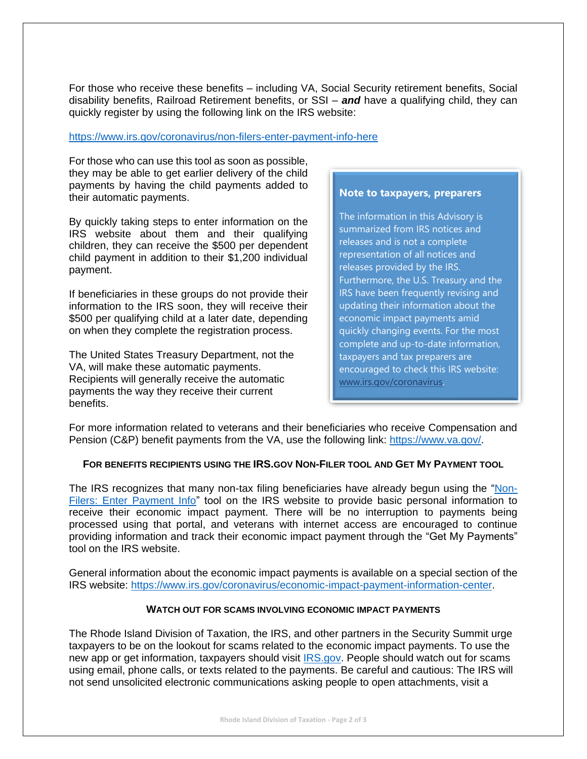For those who receive these benefits – including VA, Social Security retirement benefits, Social disability benefits, Railroad Retirement benefits, or SSI – ***and*** have a qualifying child, they can quickly register by using the following link on the IRS website:

https://www.irs.gov/coronavirus/non-filers-enter-payment-info-here

For those who can use this tool as soon as possible, they may be able to get earlier delivery of the child payments by having the child payments added to their automatic payments.

By quickly taking steps to enter information on the IRS website about them and their qualifying children, they can receive the $500 per dependent child payment in addition to their $1,200 individual payment.

If beneficiaries in these groups do not provide their information to the IRS soon, they will receive their $500 per qualifying child at a later date, depending on when they complete the registration process.

The United States Treasury Department, not the VA, will make these automatic payments. Recipients will generally receive the automatic payments the way they receive their current benefits.

> **Note to taxpayers, preparers**
>
> The information in this Advisory is summarized from IRS notices and releases and is not a complete representation of all notices and releases provided by the IRS. Furthermore, the U.S. Treasury and the IRS have been frequently revising and updating their information about the economic impact payments amid quickly changing events. For the most complete and up-to-date information, taxpayers and tax preparers are encouraged to check this IRS website: www.irs.gov/coronavirus.

For more information related to veterans and their beneficiaries who receive Compensation and Pension (C&P) benefit payments from the VA, use the following link: https://www.va.gov/.

### For benefits recipients using the IRS.gov Non-Filer tool and Get My Payment tool

The IRS recognizes that many non-tax filing beneficiaries have already begun using the "Non-Filers: Enter Payment Info" tool on the IRS website to provide basic personal information to receive their economic impact payment. There will be no interruption to payments being processed using that portal, and veterans with internet access are encouraged to continue providing information and track their economic impact payment through the "Get My Payments" tool on the IRS website.

General information about the economic impact payments is available on a special section of the IRS website: https://www.irs.gov/coronavirus/economic-impact-payment-information-center.

### Watch out for scams involving economic impact payments

The Rhode Island Division of Taxation, the IRS, and other partners in the Security Summit urge taxpayers to be on the lookout for scams related to the economic impact payments. To use the new app or get information, taxpayers should visit IRS.gov. People should watch out for scams using email, phone calls, or texts related to the payments. Be careful and cautious: The IRS will not send unsolicited electronic communications asking people to open attachments, visit a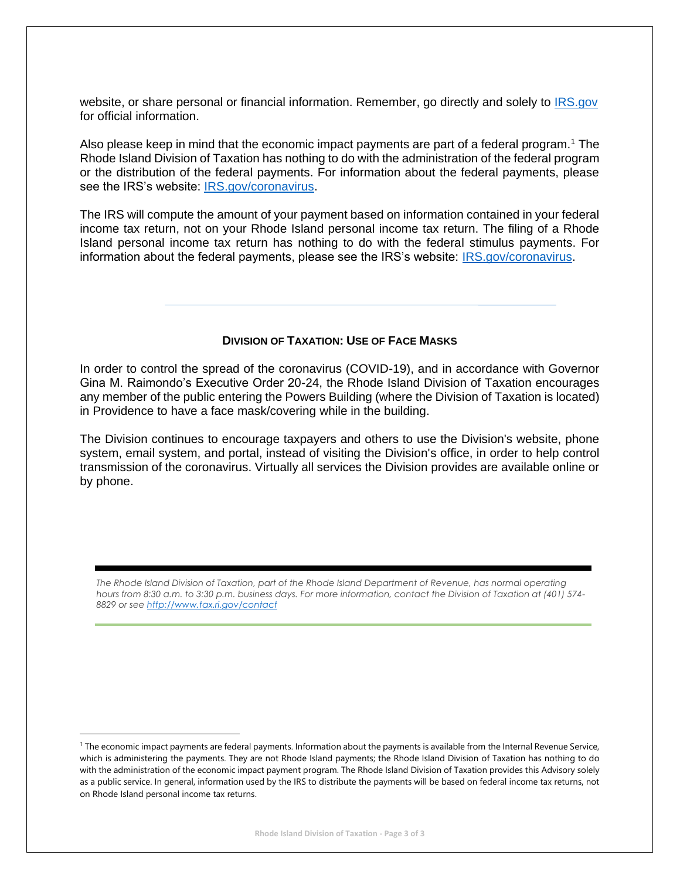website, or share personal or financial information. Remember, go directly and solely to [IRS.gov](https://www.irs.gov) for official information.

Also please keep in mind that the economic impact payments are part of a federal program.[1] The Rhode Island Division of Taxation has nothing to do with the administration of the federal program or the distribution of the federal payments. For information about the federal payments, please see the IRS's website: [IRS.gov/coronavirus](https://www.irs.gov/coronavirus).

The IRS will compute the amount of your payment based on information contained in your federal income tax return, not on your Rhode Island personal income tax return. The filing of a Rhode Island personal income tax return has nothing to do with the federal stimulus payments. For information about the federal payments, please see the IRS's website: [IRS.gov/coronavirus](https://www.irs.gov/coronavirus).

---

### Division of Taxation: Use of Face Masks

In order to control the spread of the coronavirus (COVID-19), and in accordance with Governor Gina M. Raimondo's Executive Order 20-24, the Rhode Island Division of Taxation encourages any member of the public entering the Powers Building (where the Division of Taxation is located) in Providence to have a face mask/covering while in the building.

The Division continues to encourage taxpayers and others to use the Division's website, phone system, email system, and portal, instead of visiting the Division's office, in order to help control transmission of the coronavirus. Virtually all services the Division provides are available online or by phone.

---

*The Rhode Island Division of Taxation, part of the Rhode Island Department of Revenue, has normal operating hours from 8:30 a.m. to 3:30 p.m. business days. For more information, contact the Division of Taxation at (401) 574-8829 or see [http://www.tax.ri.gov/contact](http://www.tax.ri.gov/contact)*

---

[1] The economic impact payments are federal payments. Information about the payments is available from the Internal Revenue Service, which is administering the payments. They are not Rhode Island payments; the Rhode Island Division of Taxation has nothing to do with the administration of the economic impact payment program. The Rhode Island Division of Taxation provides this Advisory solely as a public service. In general, information used by the IRS to distribute the payments will be based on federal income tax returns, not on Rhode Island personal income tax returns.